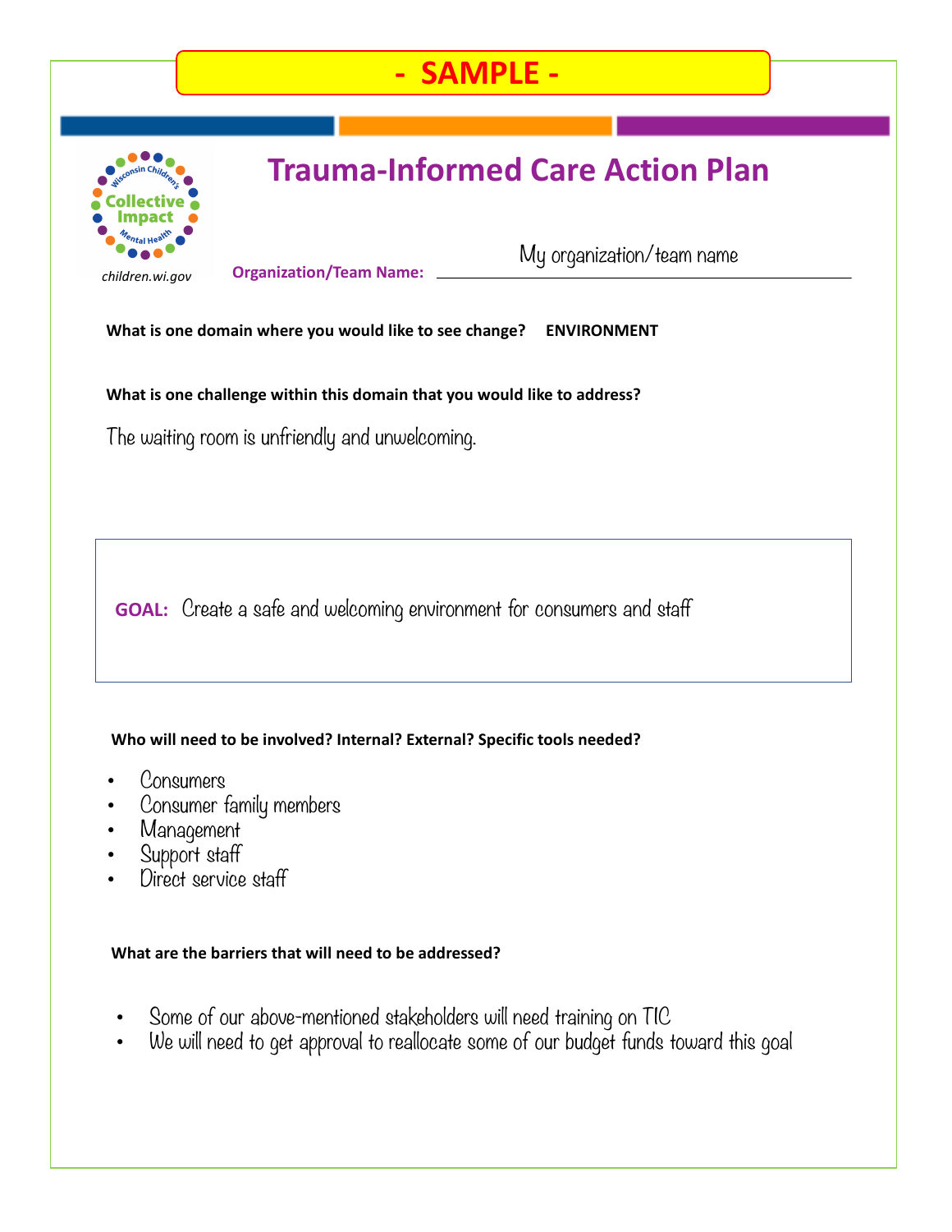**- SAMPLE -**

# Trauma-Informed Care Action Plan

Wisconsin Children's Collective Impact Mental Health

*children.wi.gov*

**Organization/Team Name:** My organization/team name

**What is one domain where you would like to see change?** **ENVIRONMENT**

**What is one challenge within this domain that you would like to address?**

The waiting room is unfriendly and unwelcoming.

**GOAL:** Create a safe and welcoming environment for consumers and staff

**Who will need to be involved? Internal? External? Specific tools needed?**

- Consumers
- Consumer family members
- Management
- Support staff
- Direct service staff

**What are the barriers that will need to be addressed?**

- Some of our above-mentioned stakeholders will need training on TIC
- We will need to get approval to reallocate some of our budget funds toward this goal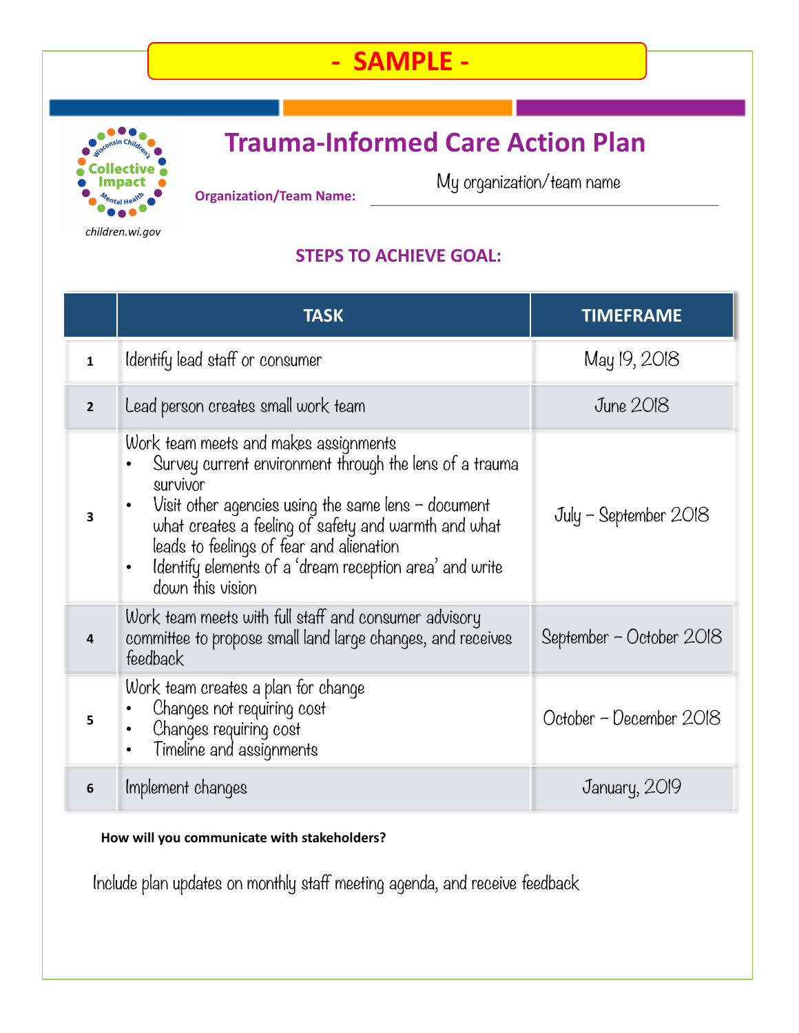**- SAMPLE -**

Wisconsin Children's Collective Impact Mental Health

children.wi.gov

# Trauma-Informed Care Action Plan

**Organization/Team Name:** My organization/team name

## STEPS TO ACHIEVE GOAL:

| | TASK | TIMEFRAME |
|---|---|---|
| 1 | Identify lead staff or consumer | May 19, 2018 |
| 2 | Lead person creates small work team | June 2018 |
| 3 | Work team meets and makes assignments<br>• Survey current environment through the lens of a trauma survivor<br>• Visit other agencies using the same lens – document what creates a feeling of safety and warmth and what leads to feelings of fear and alienation<br>• Identify elements of a 'dream reception area' and write down this vision | July – September 2018 |
| 4 | Work team meets with full staff and consumer advisory committee to propose small land large changes, and receives feedback | September – October 2018 |
| 5 | Work team creates a plan for change<br>• Changes not requiring cost<br>• Changes requiring cost<br>• Timeline and assignments | October – December 2018 |
| 6 | Implement changes | January, 2019 |

**How will you communicate with stakeholders?**

Include plan updates on monthly staff meeting agenda, and receive feedback